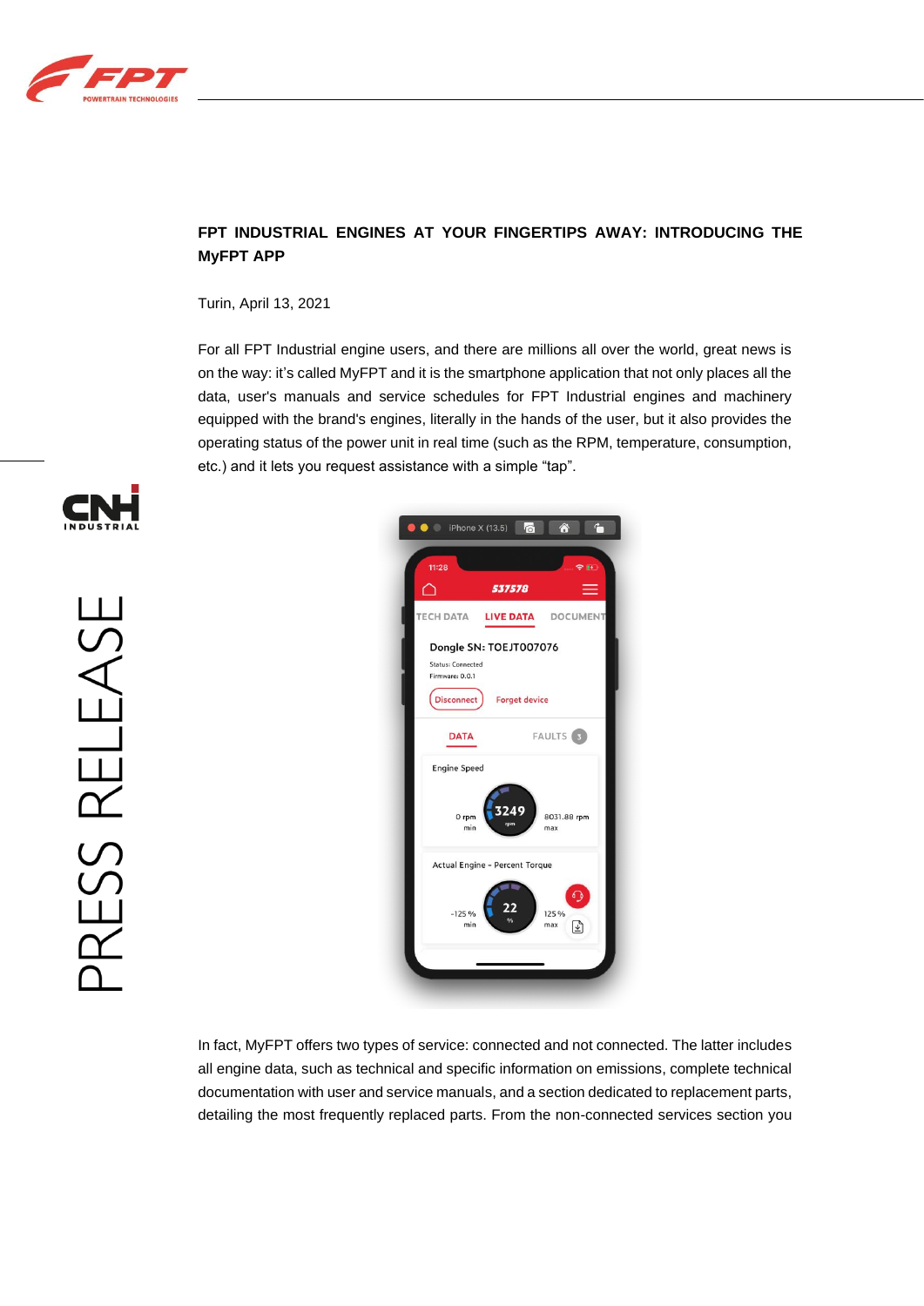# FPT INDUSTRIAL ENGINES AT YOUR FINGERTIPS AWAY: INTRODUCING THE MyFPT APP

Turin, April 13, 2021

For all FPT Industrial engine users, and there are millions all over the world, great news is on the way: it's called MyFPT and it is the smartphone application that not only places all the data, user's manuals and service schedules for FPT Industrial engines and machinery equipped with the brand's engines, literally in the hands of the user, but it also provides the operating status of the power unit in real time (such as the RPM, temperature, consumption, etc.) and it lets you request assistance with a simple "tap".

In fact, MyFPT offers two types of service: connected and not connected. The latter includes all engine data, such as technical and specific information on emissions, complete technical documentation with user and service manuals, and a section dedicated to replacement parts, detailing the most frequently replaced parts. From the non-connected services section you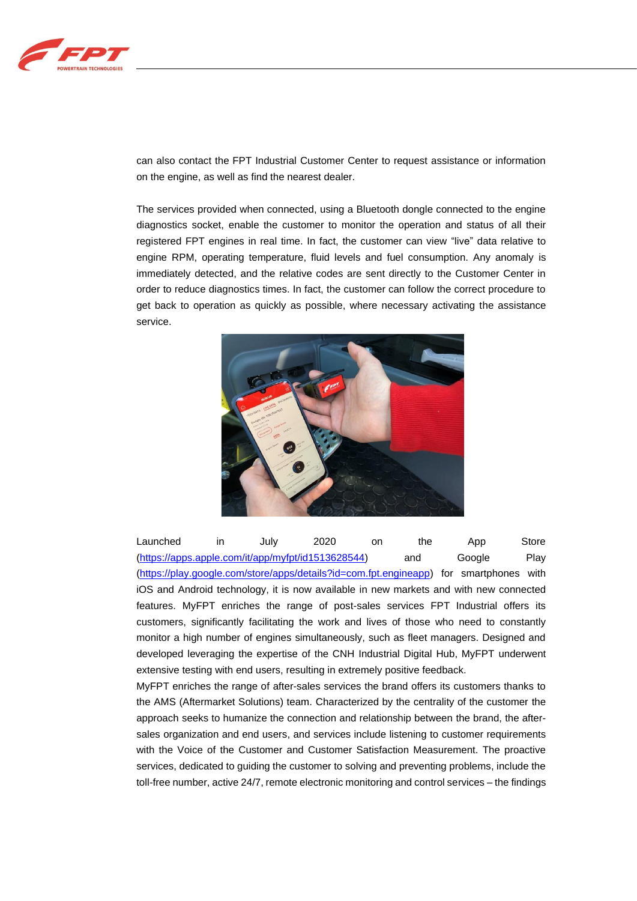can also contact the FPT Industrial Customer Center to request assistance or information on the engine, as well as find the nearest dealer.

The services provided when connected, using a Bluetooth dongle connected to the engine diagnostics socket, enable the customer to monitor the operation and status of all their registered FPT engines in real time. In fact, the customer can view "live" data relative to engine RPM, operating temperature, fluid levels and fuel consumption. Any anomaly is immediately detected, and the relative codes are sent directly to the Customer Center in order to reduce diagnostics times. In fact, the customer can follow the correct procedure to get back to operation as quickly as possible, where necessary activating the assistance service.

Launched in July 2020 on the App Store (https://apps.apple.com/it/app/myfpt/id1513628544) and Google Play (https://play.google.com/store/apps/details?id=com.fpt.engineapp) for smartphones with iOS and Android technology, it is now available in new markets and with new connected features. MyFPT enriches the range of post-sales services FPT Industrial offers its customers, significantly facilitating the work and lives of those who need to constantly monitor a high number of engines simultaneously, such as fleet managers. Designed and developed leveraging the expertise of the CNH Industrial Digital Hub, MyFPT underwent extensive testing with end users, resulting in extremely positive feedback.

MyFPT enriches the range of after-sales services the brand offers its customers thanks to the AMS (Aftermarket Solutions) team. Characterized by the centrality of the customer the approach seeks to humanize the connection and relationship between the brand, the after-sales organization and end users, and services include listening to customer requirements with the Voice of the Customer and Customer Satisfaction Measurement. The proactive services, dedicated to guiding the customer to solving and preventing problems, include the toll-free number, active 24/7, remote electronic monitoring and control services – the findings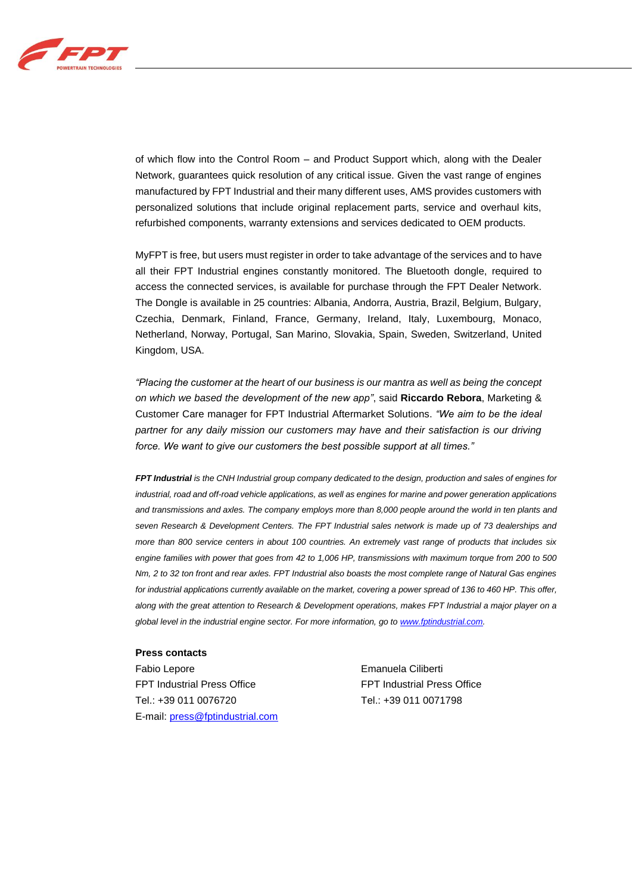of which flow into the Control Room – and Product Support which, along with the Dealer Network, guarantees quick resolution of any critical issue. Given the vast range of engines manufactured by FPT Industrial and their many different uses, AMS provides customers with personalized solutions that include original replacement parts, service and overhaul kits, refurbished components, warranty extensions and services dedicated to OEM products.

MyFPT is free, but users must register in order to take advantage of the services and to have all their FPT Industrial engines constantly monitored. The Bluetooth dongle, required to access the connected services, is available for purchase through the FPT Dealer Network. The Dongle is available in 25 countries: Albania, Andorra, Austria, Brazil, Belgium, Bulgary, Czechia, Denmark, Finland, France, Germany, Ireland, Italy, Luxembourg, Monaco, Netherland, Norway, Portugal, San Marino, Slovakia, Spain, Sweden, Switzerland, United Kingdom, USA.

*"Placing the customer at the heart of our business is our mantra as well as being the concept on which we based the development of the new app"*, said **Riccardo Rebora**, Marketing & Customer Care manager for FPT Industrial Aftermarket Solutions. *"We aim to be the ideal partner for any daily mission our customers may have and their satisfaction is our driving force. We want to give our customers the best possible support at all times."*

***FPT Industrial*** *is the CNH Industrial group company dedicated to the design, production and sales of engines for industrial, road and off-road vehicle applications, as well as engines for marine and power generation applications and transmissions and axles. The company employs more than 8,000 people around the world in ten plants and seven Research & Development Centers. The FPT Industrial sales network is made up of 73 dealerships and more than 800 service centers in about 100 countries. An extremely vast range of products that includes six engine families with power that goes from 42 to 1,006 HP, transmissions with maximum torque from 200 to 500 Nm, 2 to 32 ton front and rear axles. FPT Industrial also boasts the most complete range of Natural Gas engines for industrial applications currently available on the market, covering a power spread of 136 to 460 HP. This offer, along with the great attention to Research & Development operations, makes FPT Industrial a major player on a global level in the industrial engine sector. For more information, go to www.fptindustrial.com.*

**Press contacts**

Fabio Lepore
FPT Industrial Press Office
Tel.: +39 011 0076720
E-mail: press@fptindustrial.com

Emanuela Ciliberti
FPT Industrial Press Office
Tel.: +39 011 0071798